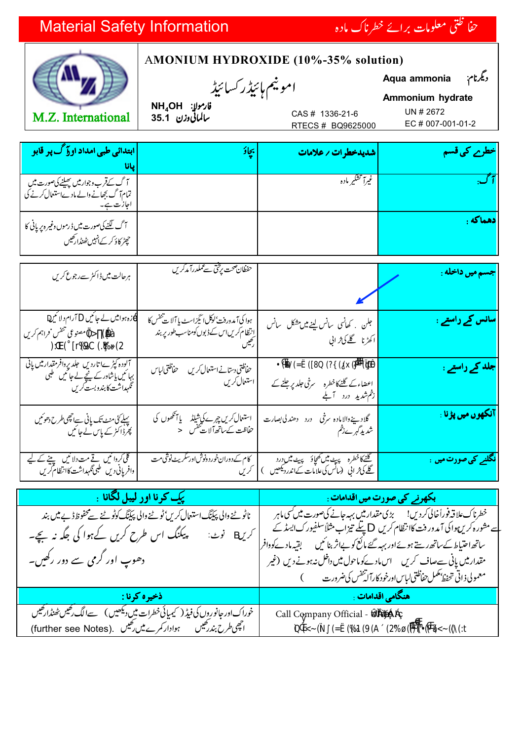# Material Safety Information

## حفاظتی معلومات برائے خطرناک مادہ

M.Z. International

**AMONIUM HYDROXIDE (10%-35% solution)**

امونیم ہائیڈرکسائیڈ

دیگرنام: Aqua ammonia

Ammonium hydrate

فارمولا: $NH_4OH$

سالماتی وزن: 35.1

CAS # 1336-21-6

RTECS # BQ9625000

UN # 2672

EC # 007-001-01-2

| خطرے کی قسم | شدیدخطرات / علامات | بچاؤ | ابتدائی طبی امداد اورآگ پر قابو پانا |
|---|---|---|---|
| آگ: | غیرآتشگیر مادہ | | آگ کے قرب وجوار میں پھیلنےکی صورت میں تمام آگ بجھانے والے مادے استعمال کرنے کی اجازت ہے۔ |
| دھماکہ : | | | آگ لگنےکی صورت میں ڈرموں وغیرہ پر پانی کا چھڑکاؤ کرکے انہیں ٹھنڈا رکھیں |
| جسم میں داخلہ : | | حفظان صحت پرسختی سےعملدرآمد کریں | ہرحالت میں ڈاکٹر سے رجوع کریں |
| سانس کے راستے : | جلن ۔ کھانسی سانس لینے میں مشکل سانس اکھڑنا گلے کی خرابی | ہوا کی آمدورفت'لوکل ایگزاسٹ یا آلات تنفس کا انتظام کریں اس کے ڈبوں کومناسب طور پر بند رکھیں | تازہ ہوامیں لے جائیں آرام دلائیں مصنوعی تنفس فراہم کریں |
| جلد کے راستے : | اعضاء کے گلنے کاخطرہ سرخی جلد پر جلنے کے زخم شدید درد آبلے | حفاظتی دستانے استعمال کریں حفاظتی لباس استعمال کریں | آلودہ کپڑے اتاردیں جلد پر وافر مقدار میں پانی بہائیں یاشاور کے نیچے لے جائیں طبی نگہداشت کابندوبست کریں |
| آنکھوں میں پڑنا : | گلادینےوالامادہ سرخی درد دھندلی بصارت شدید گہرے زخم | استعمال کریں چہرے کی شیلڈ یا آنکھوں کی حفاظت کے ساتھ آلات تنفس > | پہلے کئی منٹ تک پانی سےاچھی طرح دھوئیں پھرڈاکٹر کے پاس لے جائیں |
| نگلنے کی صورت میں : | گلنے کاخطرہ پیٹ میں کھچاؤ پیٹ میں درد گلے کی خرابی (سانس کی علامات کے اندر دیکھیں) | کام کے دوران خوردونوش اور سگریٹ نوشی مت کریں | کلی کروائیں قے مت دلائیں پینے کے لیے وافر پانی دیں طبی نگہداشت کاانتظام کریں |

| بکھرنے کی صورت میں اقدامات : | پیک کرنا اور لیبل لگانا : |
|---|---|
| خطرناک علاقہ فوراًخالی کردیں! بڑی مقدار میں بہہ جانے کی صورت میں کسی ماہر سے مشورہ کریں ہوا کی آمدورفت کاانتظام کریں پتلے تیزاب مثلاً سلفیورک ایسڈ کے ساتھ احتیاط کےساتھ رستے ہوئے اور بہہ گئے مائع کو بےاثر بنائیں بقیہ مادے کووافر مقدار میں پانی سے صاف کریں اس مادے کوماحول میں داخل نہ ہونے دیں (غیر معمولی ذاتی تحفظ،مکمل حفاظتی لباس اورخودکارآلہ تنفس کی ضرورت) | ناٹوٹنے والی پیکنگ استعمال کریں' ٹوٹنے والی پیکنگ کوٹوٹنے سےمحفوظ ڈبے میں بند کریں نوٹ: پیکنگ اس طرح کریں کےہوا کی جگہ نہ بچے۔ دھوپ اور گرمی سے دور رکھیں۔ |
| **ہنگامی اقدامات :** | **ذخیرہ کرنا :** |
| Call Company Official | خوراک اورجانوروں کی فیڈ (کیمیائی خطرات میں دیکھیں) سے الگ رکھیں ٹھنڈارکھیں اچھی طرح بندرکھیں ہوادارکمرے میں رکھیں (further see Notes). |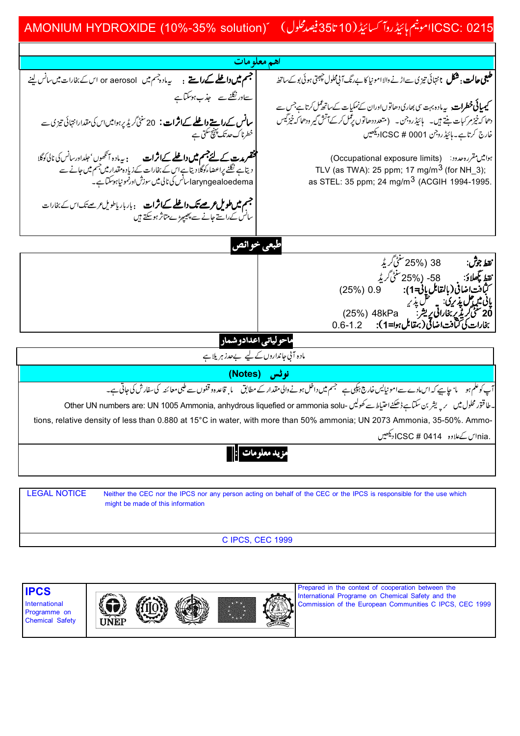# AMONIUM HYDROXIDE (10%-35% solution)˝ امونیم ہائیڈروآکسائیڈ (10 تا 35 فیصد محلول) ICSC: 0215

## اہم معلومات

**طبعی حالت: شکل** انتہائی تیزی سے اڑنے والا امونیا کا بے رنگ آبی محلول چبھتی ہوئی بو کے ساتھ

**کیمیائی خطرات** یہ مادہ بہت سی بھاری دھاتوں اوران کے نمکیات کے ساتھ عمل کرتا ہے جس سے دھماکہ خیز مرکبات بنتے ہیں۔ ہائیڈروجن۔ (متعدد دھاتوں پر عمل کرکے آتش گیر دھماکہ خیز گیس خارج کرتا ہے۔ ہائیڈروجن ICSC # 0001 دیکھیں

ہوا میں مقررہ حدود: (Occupational exposure limits)
TLV (as TWA): 25 ppm; 17 mg/m$^3$ (for $NH_3$);
as STEL: 35 ppm; 24 mg/m$^3$ (ACGIH 1994-1995.

**جسم میں داخلے کے راستے:** یہ مادہ جسم میں or aerosol اس کے بخارات میں سانس لینے سے اور نگلنے سے جذب ہوسکتا ہے

**سانس کے راستے داخلے کے اثرات:** 20 سنٹی گریڈ پر ہوا میں اس کی مقدار انتہائی تیزی سے خطرناک حد تک پہنچ سکتی ہے

**مختصر مدت کے لئے جسم میں داخلے کے اثرات:** یہ مادہ آنکھوں، جلد اور سانس کی نالی کو گلا دیتا ہے نگلنے پر اعضاء کو گلا دیتا ہے اس کے بخارات کے زیادہ مقدار میں جسم میں جانے سے سانس کی نالی میں سوزش اور laryngealoedema نمونیا ہوسکتا ہے۔

**جسم میں طویل عرصے تک داخلے کے اثرات:** بار بار یا طویل عرصے تک اس کے بخارات سانس کے راستے جانے سے پھیپھڑے متاثر ہوسکتے ہیں

## طبعی خوائص

**نقطہ جوش:** 38 (25%) سنٹی گریڈ
**نقطہ پگھلاؤ:** ‎-58 (25%) سنٹی گریڈ
**کثافت اضافی (بالمقابل پانی=1):** 0.9 (25%)
**پانی میں حل پذیری:** حل پذیر
**20 سنٹی گریڈ پر بخاراتی پریشر:** 48kPa (25%)
**بخارات کی کثافت اضافی (بمقابل ہوا=1):** 0.6-1.2

## ماحولیاتی اعدادوشمار

مادہ آبی جانداروں کے لیے بے حد زہریلا ہے

## نوٹس (Notes)

آپ کو علم ہونا چاہیے کہ اس مادے سے امونیا بس خارج ہو چکی ہے جسم میں داخل ہونے والی مقدار کے مطابق باقاعدہ وقفوں سے طبی معائنہ کی سفارش کی جاتی ہے۔ طاقتور محلول میں پریشر بن سکتا ہے ڈھکنے احتیاط سے کھولیں Other UN numbers are: UN 1005 Ammonia, anhydrous liquefied or ammonia solutions, relative density of less than 0.880 at 15°C in water, with more than 50% ammonia; UN 2073 Ammonia, 35-50%. Ammonia. اس کے علاوہ ICSC # 0414 دیکھیں

## مزید معلومات

LEGAL NOTICE — Neither the CEC nor the IPCS nor any person acting on behalf of the CEC or the IPCS is responsible for the use which might be made of this information

C IPCS, CEC 1999

IPCS International Programme on Chemical Safety

Prepared in the context of cooperation between the International Programe on Chemical Safety and the Commission of the European Communities C IPCS, CEC 1999